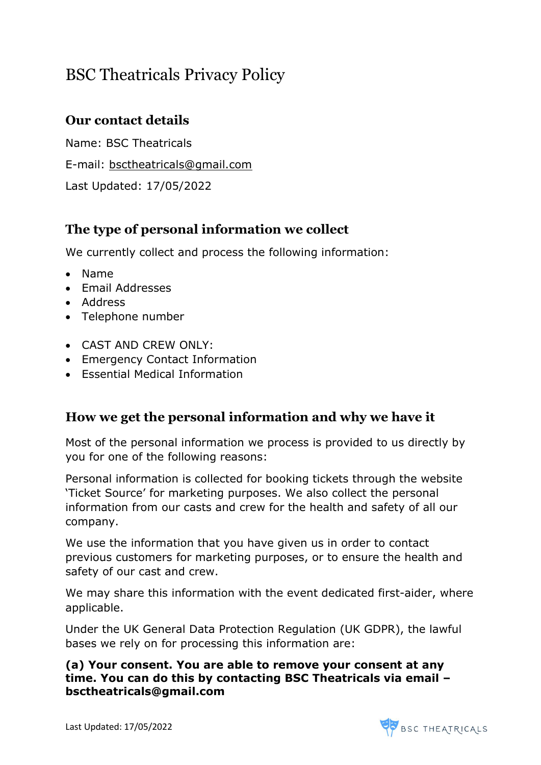# BSC Theatricals Privacy Policy

## Our contact details

Name: BSC Theatricals

E-mail: bsctheatricals@gmail.com

Last Updated: 17/05/2022

## The type of personal information we collect

We currently collect and process the following information:

- Name
- Email Addresses
- Address
- Telephone number

- CAST AND CREW ONLY:
- Emergency Contact Information
- Essential Medical Information

## How we get the personal information and why we have it

Most of the personal information we process is provided to us directly by you for one of the following reasons:

Personal information is collected for booking tickets through the website 'Ticket Source' for marketing purposes. We also collect the personal information from our casts and crew for the health and safety of all our company.

We use the information that you have given us in order to contact previous customers for marketing purposes, or to ensure the health and safety of our cast and crew.

We may share this information with the event dedicated first-aider, where applicable.

Under the UK General Data Protection Regulation (UK GDPR), the lawful bases we rely on for processing this information are:

**(a) Your consent. You are able to remove your consent at any time. You can do this by contacting BSC Theatricals via email – bsctheatricals@gmail.com**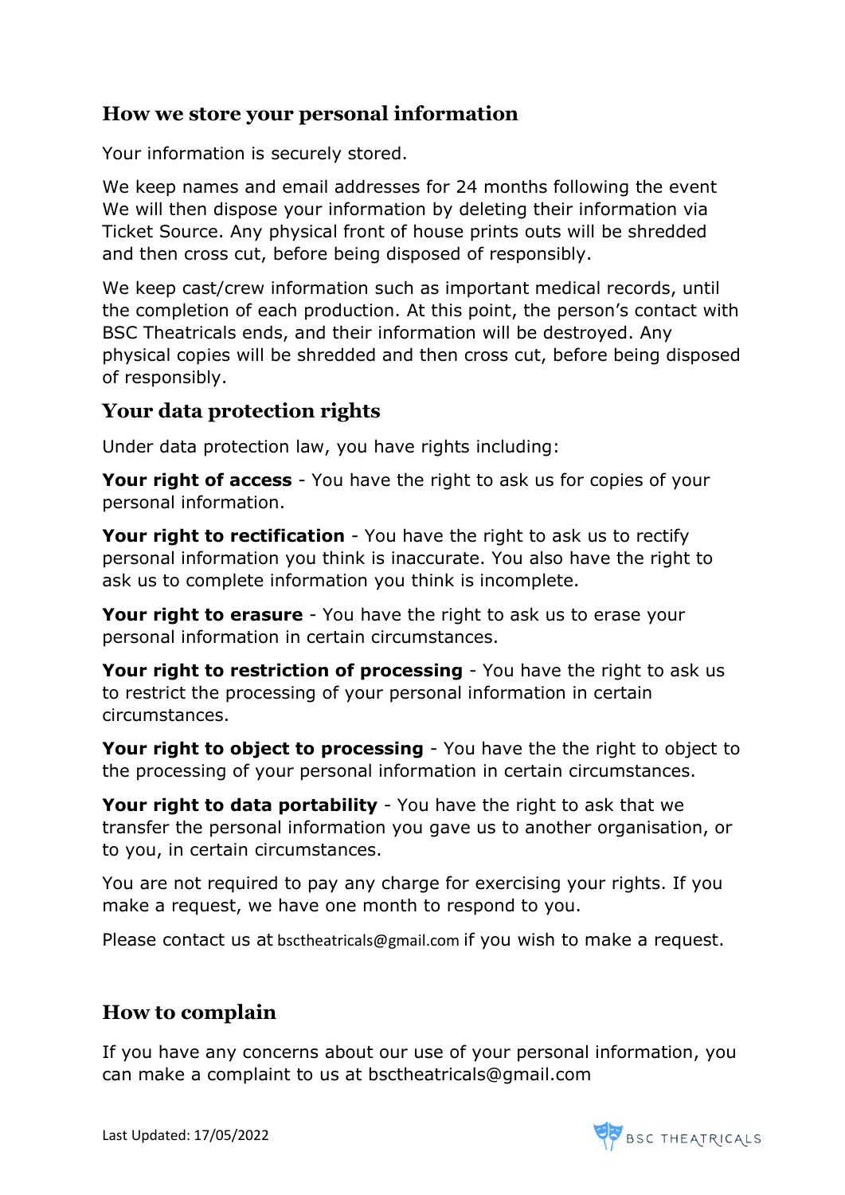## How we store your personal information

Your information is securely stored.

We keep names and email addresses for 24 months following the event We will then dispose your information by deleting their information via Ticket Source. Any physical front of house prints outs will be shredded and then cross cut, before being disposed of responsibly.

We keep cast/crew information such as important medical records, until the completion of each production. At this point, the person's contact with BSC Theatricals ends, and their information will be destroyed. Any physical copies will be shredded and then cross cut, before being disposed of responsibly.

## Your data protection rights

Under data protection law, you have rights including:

**Your right of access** - You have the right to ask us for copies of your personal information.

**Your right to rectification** - You have the right to ask us to rectify personal information you think is inaccurate. You also have the right to ask us to complete information you think is incomplete.

**Your right to erasure** - You have the right to ask us to erase your personal information in certain circumstances.

**Your right to restriction of processing** - You have the right to ask us to restrict the processing of your personal information in certain circumstances.

**Your right to object to processing** - You have the the right to object to the processing of your personal information in certain circumstances.

**Your right to data portability** - You have the right to ask that we transfer the personal information you gave us to another organisation, or to you, in certain circumstances.

You are not required to pay any charge for exercising your rights. If you make a request, we have one month to respond to you.

Please contact us at bsctheatricals@gmail.com if you wish to make a request.

## How to complain

If you have any concerns about our use of your personal information, you can make a complaint to us at bsctheatricals@gmail.com

Last Updated: 17/05/2022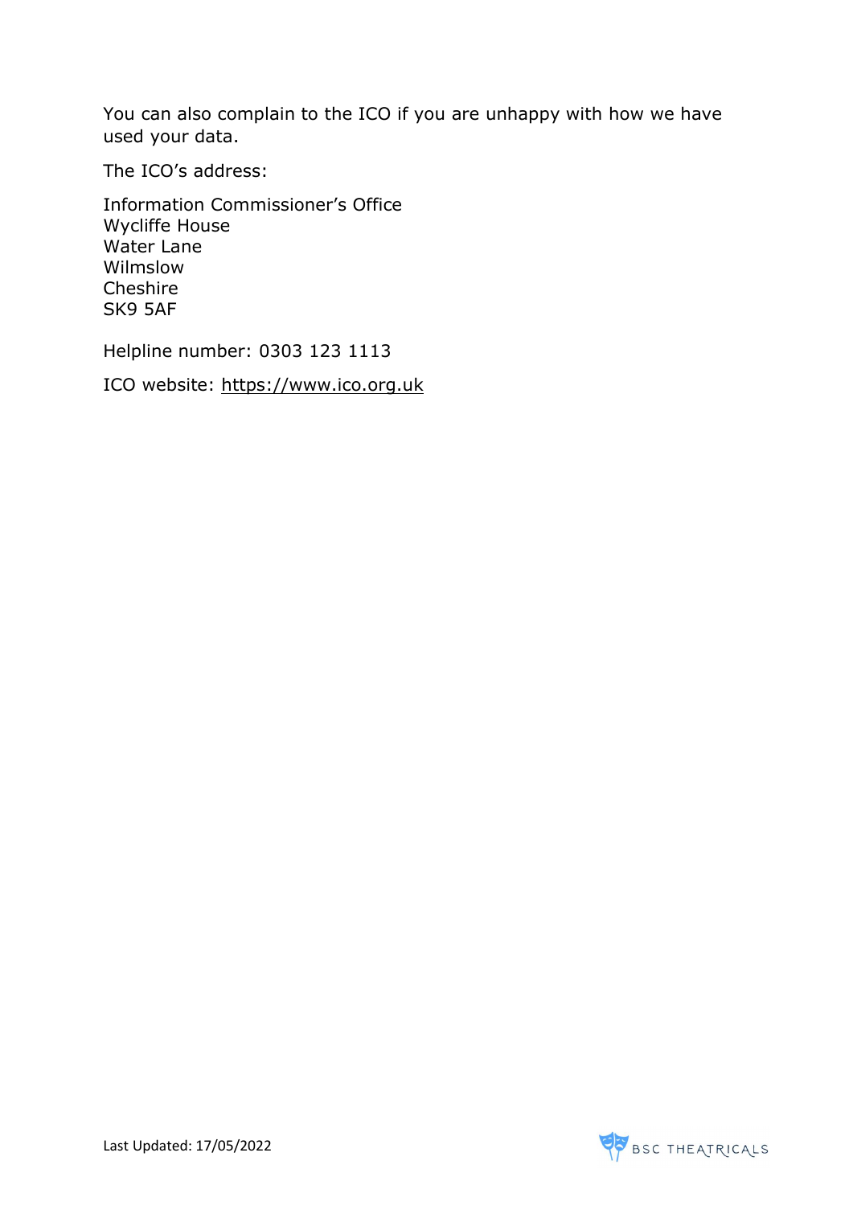You can also complain to the ICO if you are unhappy with how we have used your data.

The ICO's address:

Information Commissioner's Office
Wycliffe House
Water Lane
Wilmslow
Cheshire
SK9 5AF

Helpline number: 0303 123 1113

ICO website: https://www.ico.org.uk